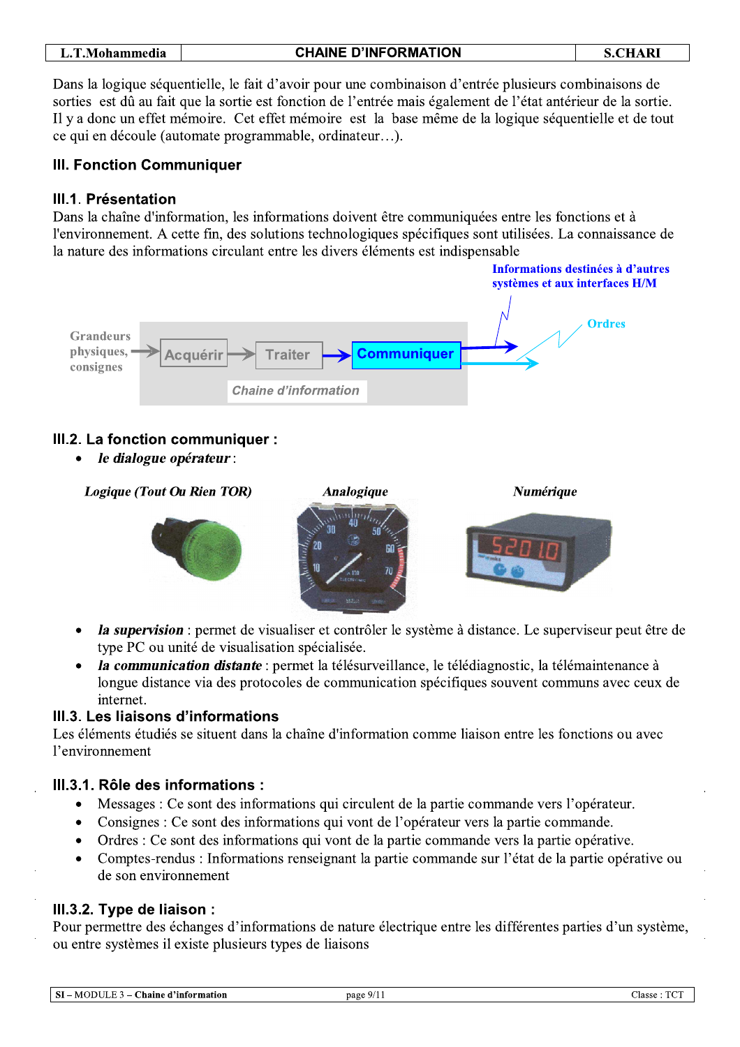Dans la logique séquentielle, le fait d'avoir pour une combinaison d'entrée plusieurs combinaisons de sorties est dû au fait que la sortie est fonction de l'entrée mais également de l'état antérieur de la sortie. Il y a donc un effet mémoire. Cet effet mémoire est la base même de la logique séquentielle et de tout ce qui en découle (automate programmable, ordinateur…).

## III. Fonction Communiquer

### III.1. Présentation

Dans la chaîne d'information, les informations doivent être communiquées entre les fonctions et à l'environnement. A cette fin, des solutions technologiques spécifiques sont utilisées. La connaissance de la nature des informations circulant entre les divers éléments est indispensable

Informations destinées à d'autres systèmes et aux interfaces H/M

Grandeurs physiques, consignes → Acquérir → Traiter → Communiquer → Ordres

Chaine d'information

### III.2. La fonction communiquer :

- ***le dialogue opérateur*** :

*Logique (Tout Ou Rien TOR)* — *Analogique* — *Numérique*

- ***la supervision*** : permet de visualiser et contrôler le système à distance. Le superviseur peut être de type PC ou unité de visualisation spécialisée.
- ***la communication distante*** : permet la télésurveillance, le télédiagnostic, la télémaintenance à longue distance via des protocoles de communication spécifiques souvent communs avec ceux de internet.

### III.3. Les liaisons d'informations

Les éléments étudiés se situent dans la chaîne d'information comme liaison entre les fonctions ou avec l'environnement

#### III.3.1. Rôle des informations :

- Messages : Ce sont des informations qui circulent de la partie commande vers l'opérateur.
- Consignes : Ce sont des informations qui vont de l'opérateur vers la partie commande.
- Ordres : Ce sont des informations qui vont de la partie commande vers la partie opérative.
- Comptes-rendus : Informations renseignant la partie commande sur l'état de la partie opérative ou de son environnement

#### III.3.2. Type de liaison :

Pour permettre des échanges d'informations de nature électrique entre les différentes parties d'un système, ou entre systèmes il existe plusieurs types de liaisons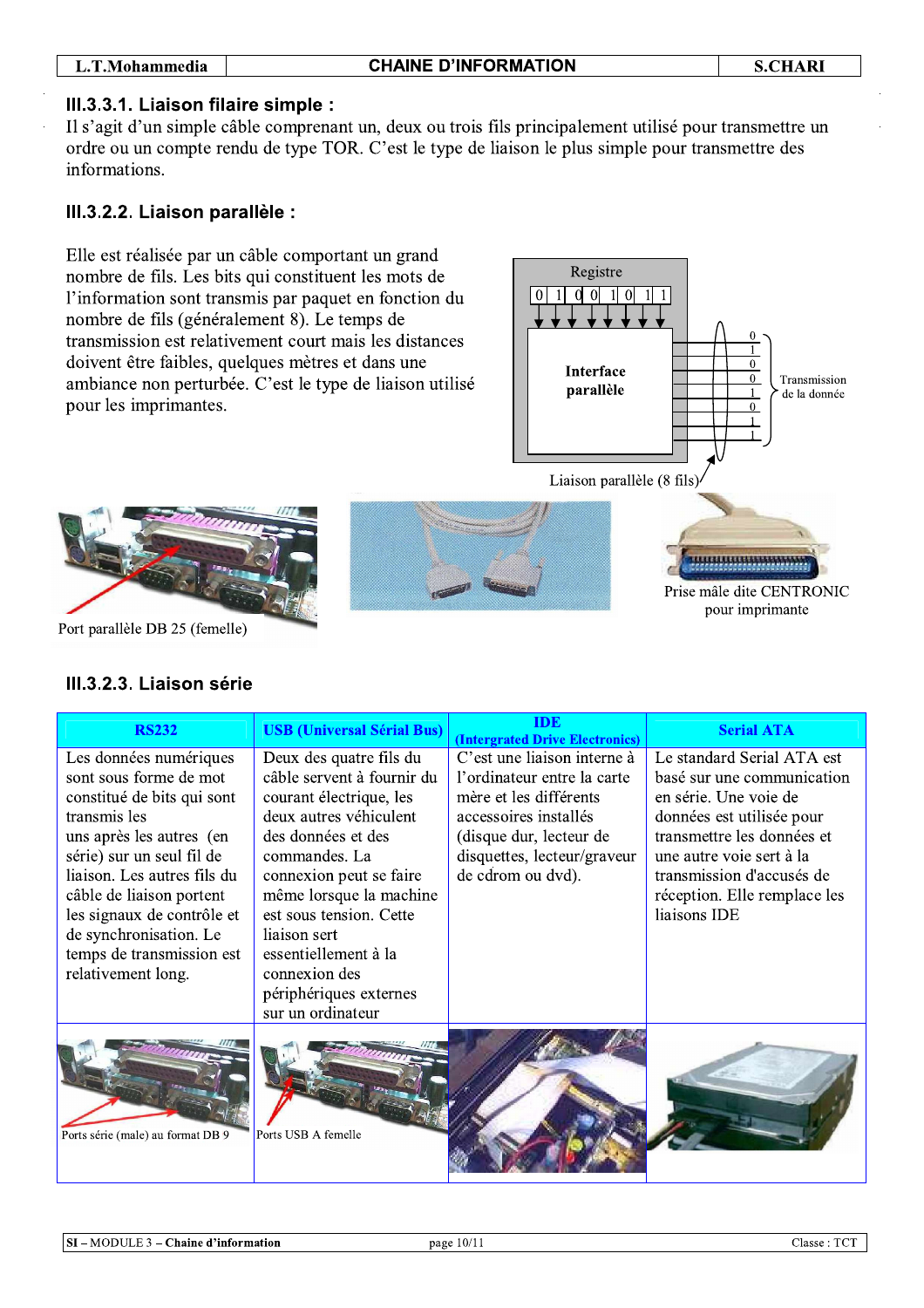### III.3.3.1. Liaison filaire simple :

Il s'agit d'un simple câble comprenant un, deux ou trois fils principalement utilisé pour transmettre un ordre ou un compte rendu de type TOR. C'est le type de liaison le plus simple pour transmettre des informations.

### III.3.2.2. Liaison parallèle :

Elle est réalisée par un câble comportant un grand nombre de fils. Les bits qui constituent les mots de l'information sont transmis par paquet en fonction du nombre de fils (généralement 8). Le temps de transmission est relativement court mais les distances doivent être faibles, quelques mètres et dans une ambiance non perturbée. C'est le type de liaison utilisé pour les imprimantes.

Registre

0 1 0 0 1 0 1 1

Interface parallèle

0 1 0 0 1 0 1 1 — Transmission de la donnée

Liaison parallèle (8 fils)

Port parallèle DB 25 (femelle)

Prise mâle dite CENTRONIC pour imprimante

### III.3.2.3. Liaison série

| RS232 | USB (Universal Sérial Bus) | IDE (Intergrated Drive Electronics) | Serial ATA |
|---|---|---|---|
| Les données numériques sont sous forme de mot constitué de bits qui sont transmis les uns après les autres (en série) sur un seul fil de liaison. Les autres fils du câble de liaison portent les signaux de contrôle et de synchronisation. Le temps de transmission est relativement long. | Deux des quatre fils du câble servent à fournir du courant électrique, les deux autres véhiculent des données et des commandes. La connexion peut se faire même lorsque la machine est sous tension. Cette liaison sert essentiellement à la connexion des périphériques externes sur un ordinateur | C'est une liaison interne à l'ordinateur entre la carte mère et les différents accessoires installés (disque dur, lecteur de disquettes, lecteur/graveur de cdrom ou dvd). | Le standard Serial ATA est basé sur une communication en série. Une voie de données est utilisée pour transmettre les données et une autre voie sert à la transmission d'accusés de réception. Elle remplace les liaisons IDE |
| Ports série (male) au format DB 9 | Ports USB A femelle | | |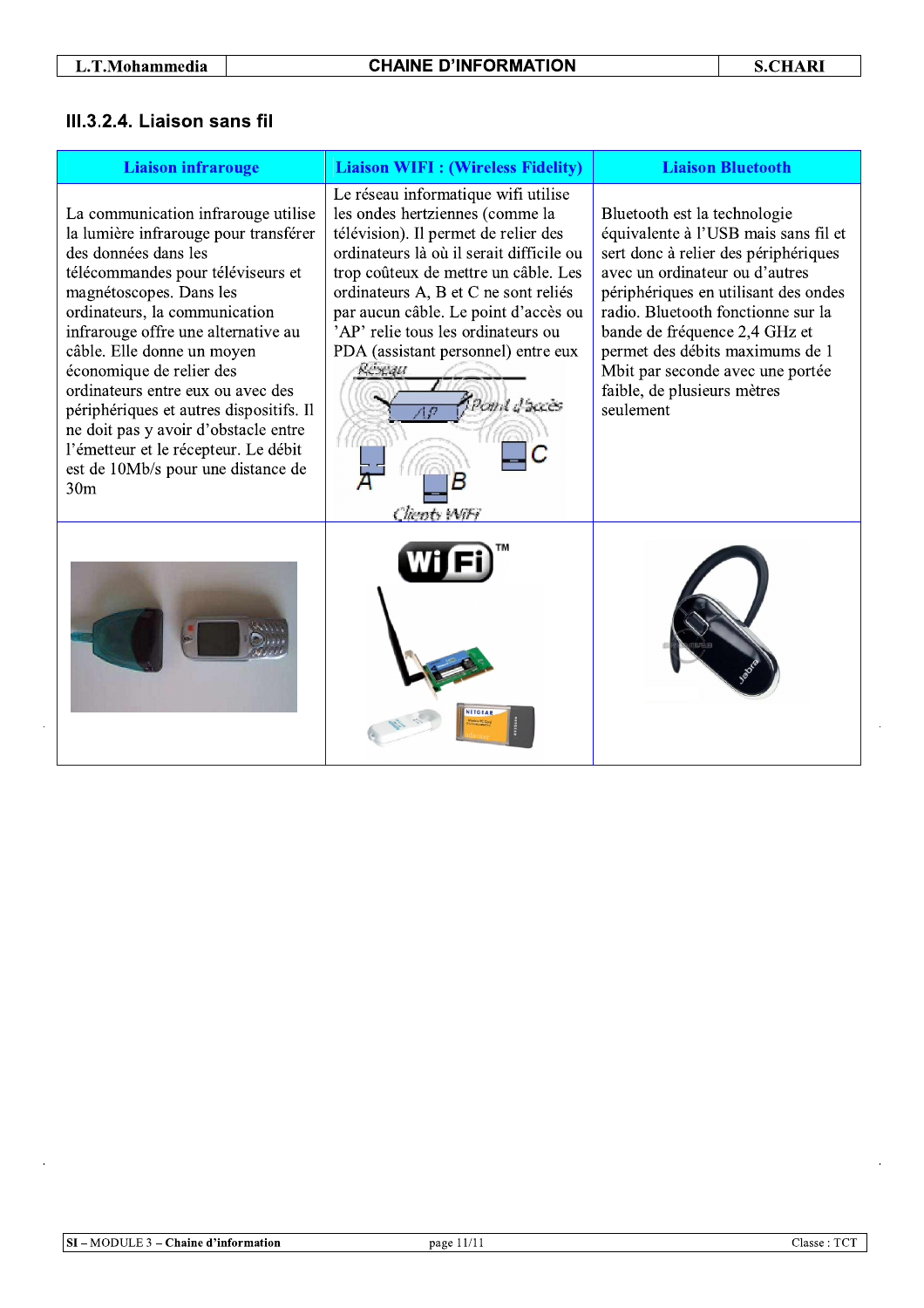### III.3.2.4. Liaison sans fil

| Liaison infrarouge | Liaison WIFI : (Wireless Fidelity) | Liaison Bluetooth |
|---|---|---|
| La communication infrarouge utilise la lumière infrarouge pour transférer des données dans les télécommandes pour téléviseurs et magnétoscopes. Dans les ordinateurs, la communication infrarouge offre une alternative au câble. Elle donne un moyen économique de relier des ordinateurs entre eux ou avec des périphériques et autres dispositifs. Il ne doit pas y avoir d'obstacle entre l'émetteur et le récepteur. Le débit est de 10Mb/s pour une distance de 30m | Le réseau informatique wifi utilise les ondes hertziennes (comme la télévision). Il permet de relier des ordinateurs là où il serait difficile ou trop coûteux de mettre un câble. Les ordinateurs A, B et C ne sont reliés par aucun câble. Le point d'accès ou 'AP' relie tous les ordinateurs ou PDA (assistant personnel) entre eux | Bluetooth est la technologie équivalente à l'USB mais sans fil et sert donc à relier des périphériques avec un ordinateur ou d'autres périphériques en utilisant des ondes radio. Bluetooth fonctionne sur la bande de fréquence 2,4 GHz et permet des débits maximums de 1 Mbit par seconde avec une portée faible, de plusieurs mètres seulement |